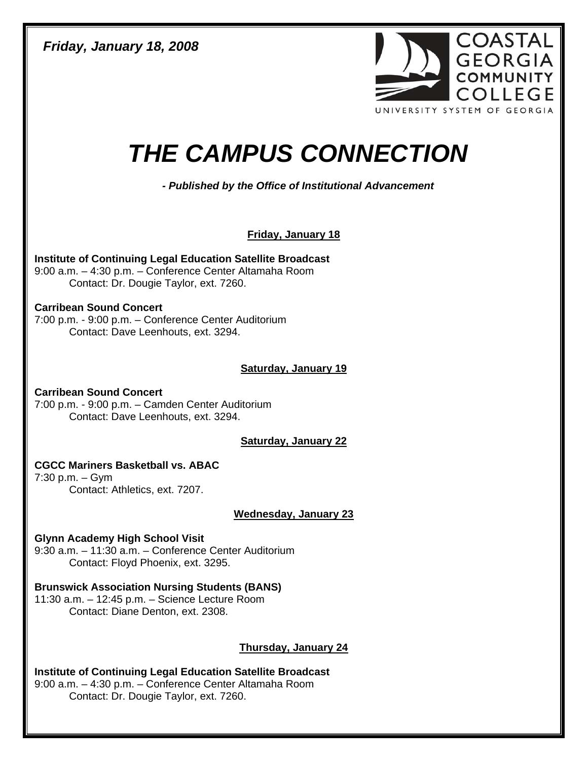*Friday, January 18, 2008*

COASTAL GEORGIA COMMUNITY COLLEGE
UNIVERSITY SYSTEM OF GEORGIA

# *THE CAMPUS CONNECTION*

***- Published by the Office of Institutional Advancement***

## Friday, January 18

**Institute of Continuing Legal Education Satellite Broadcast**
9:00 a.m. – 4:30 p.m. – Conference Center Altamaha Room
Contact: Dr. Dougie Taylor, ext. 7260.

**Carribean Sound Concert**
7:00 p.m. - 9:00 p.m. – Conference Center Auditorium
Contact: Dave Leenhouts, ext. 3294.

## Saturday, January 19

**Carribean Sound Concert**
7:00 p.m. - 9:00 p.m. – Camden Center Auditorium
Contact: Dave Leenhouts, ext. 3294.

## Saturday, January 22

**CGCC Mariners Basketball vs. ABAC**
7:30 p.m. – Gym
Contact: Athletics, ext. 7207.

## Wednesday, January 23

**Glynn Academy High School Visit**
9:30 a.m. – 11:30 a.m. – Conference Center Auditorium
Contact: Floyd Phoenix, ext. 3295.

**Brunswick Association Nursing Students (BANS)**
11:30 a.m. – 12:45 p.m. – Science Lecture Room
Contact: Diane Denton, ext. 2308.

## Thursday, January 24

**Institute of Continuing Legal Education Satellite Broadcast**
9:00 a.m. – 4:30 p.m. – Conference Center Altamaha Room
Contact: Dr. Dougie Taylor, ext. 7260.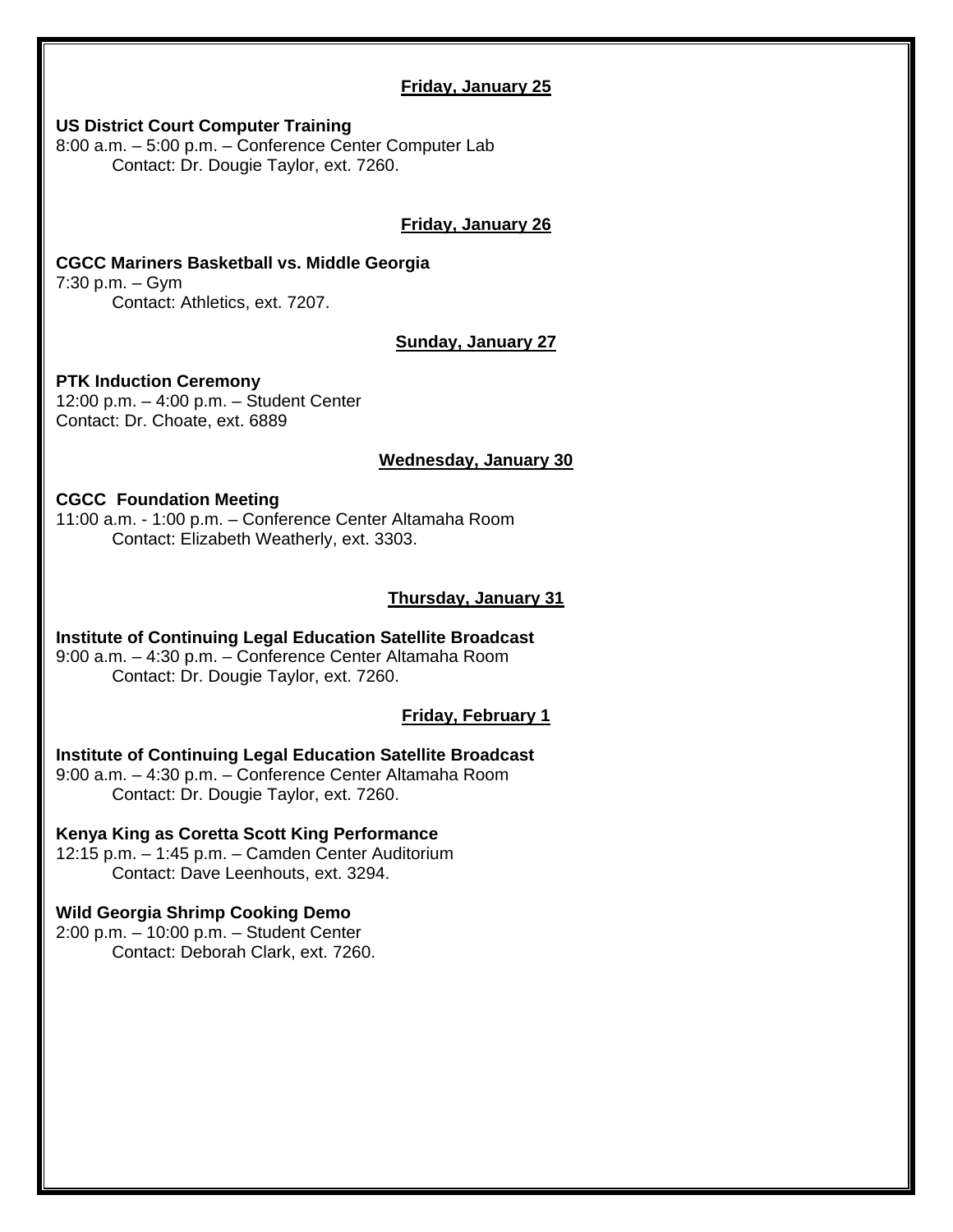**Friday, January 25**

**US District Court Computer Training**
8:00 a.m. – 5:00 p.m. – Conference Center Computer Lab
Contact: Dr. Dougie Taylor, ext. 7260.

**Friday, January 26**

**CGCC Mariners Basketball vs. Middle Georgia**
7:30 p.m. – Gym
Contact: Athletics, ext. 7207.

**Sunday, January 27**

**PTK Induction Ceremony**
12:00 p.m. – 4:00 p.m. – Student Center
Contact: Dr. Choate, ext. 6889

**Wednesday, January 30**

**CGCC Foundation Meeting**
11:00 a.m. - 1:00 p.m. – Conference Center Altamaha Room
Contact: Elizabeth Weatherly, ext. 3303.

**Thursday, January 31**

**Institute of Continuing Legal Education Satellite Broadcast**
9:00 a.m. – 4:30 p.m. – Conference Center Altamaha Room
Contact: Dr. Dougie Taylor, ext. 7260.

**Friday, February 1**

**Institute of Continuing Legal Education Satellite Broadcast**
9:00 a.m. – 4:30 p.m. – Conference Center Altamaha Room
Contact: Dr. Dougie Taylor, ext. 7260.

**Kenya King as Coretta Scott King Performance**
12:15 p.m. – 1:45 p.m. – Camden Center Auditorium
Contact: Dave Leenhouts, ext. 3294.

**Wild Georgia Shrimp Cooking Demo**
2:00 p.m. – 10:00 p.m. – Student Center
Contact: Deborah Clark, ext. 7260.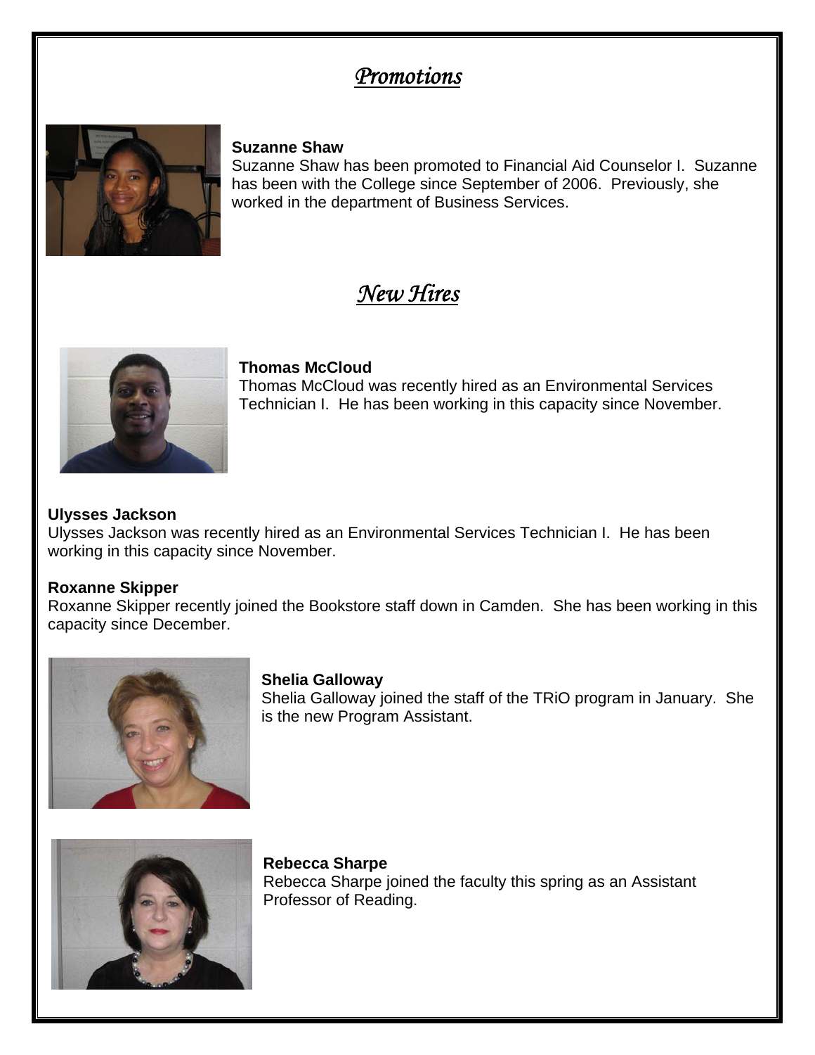# *Promotions*

**Suzanne Shaw**
Suzanne Shaw has been promoted to Financial Aid Counselor I. Suzanne has been with the College since September of 2006. Previously, she worked in the department of Business Services.

# *New Hires*

**Thomas McCloud**
Thomas McCloud was recently hired as an Environmental Services Technician I. He has been working in this capacity since November.

**Ulysses Jackson**
Ulysses Jackson was recently hired as an Environmental Services Technician I. He has been working in this capacity since November.

**Roxanne Skipper**
Roxanne Skipper recently joined the Bookstore staff down in Camden. She has been working in this capacity since December.

**Shelia Galloway**
Shelia Galloway joined the staff of the TRiO program in January. She is the new Program Assistant.

**Rebecca Sharpe**
Rebecca Sharpe joined the faculty this spring as an Assistant Professor of Reading.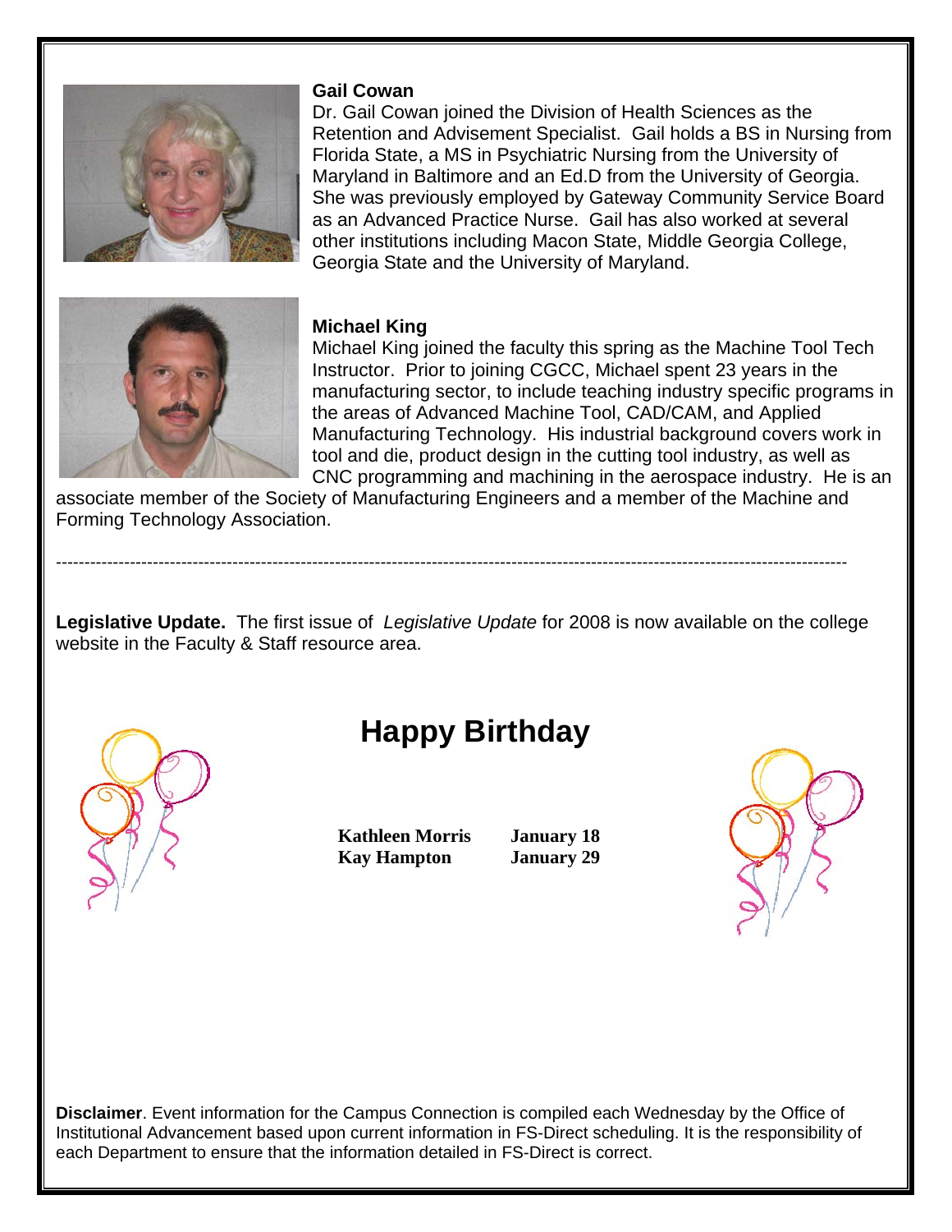**Gail Cowan**

Dr. Gail Cowan joined the Division of Health Sciences as the Retention and Advisement Specialist. Gail holds a BS in Nursing from Florida State, a MS in Psychiatric Nursing from the University of Maryland in Baltimore and an Ed.D from the University of Georgia. She was previously employed by Gateway Community Service Board as an Advanced Practice Nurse. Gail has also worked at several other institutions including Macon State, Middle Georgia College, Georgia State and the University of Maryland.

**Michael King**

Michael King joined the faculty this spring as the Machine Tool Tech Instructor. Prior to joining CGCC, Michael spent 23 years in the manufacturing sector, to include teaching industry specific programs in the areas of Advanced Machine Tool, CAD/CAM, and Applied Manufacturing Technology. His industrial background covers work in tool and die, product design in the cutting tool industry, as well as CNC programming and machining in the aerospace industry. He is an associate member of the Society of Manufacturing Engineers and a member of the Machine and Forming Technology Association.

---

**Legislative Update.** The first issue of *Legislative Update* for 2008 is now available on the college website in the Faculty & Staff resource area.

## Happy Birthday

| | |
|---|---|
| **Kathleen Morris** | **January 18** |
| **Kay Hampton** | **January 29** |

**Disclaimer**. Event information for the Campus Connection is compiled each Wednesday by the Office of Institutional Advancement based upon current information in FS-Direct scheduling. It is the responsibility of each Department to ensure that the information detailed in FS-Direct is correct.